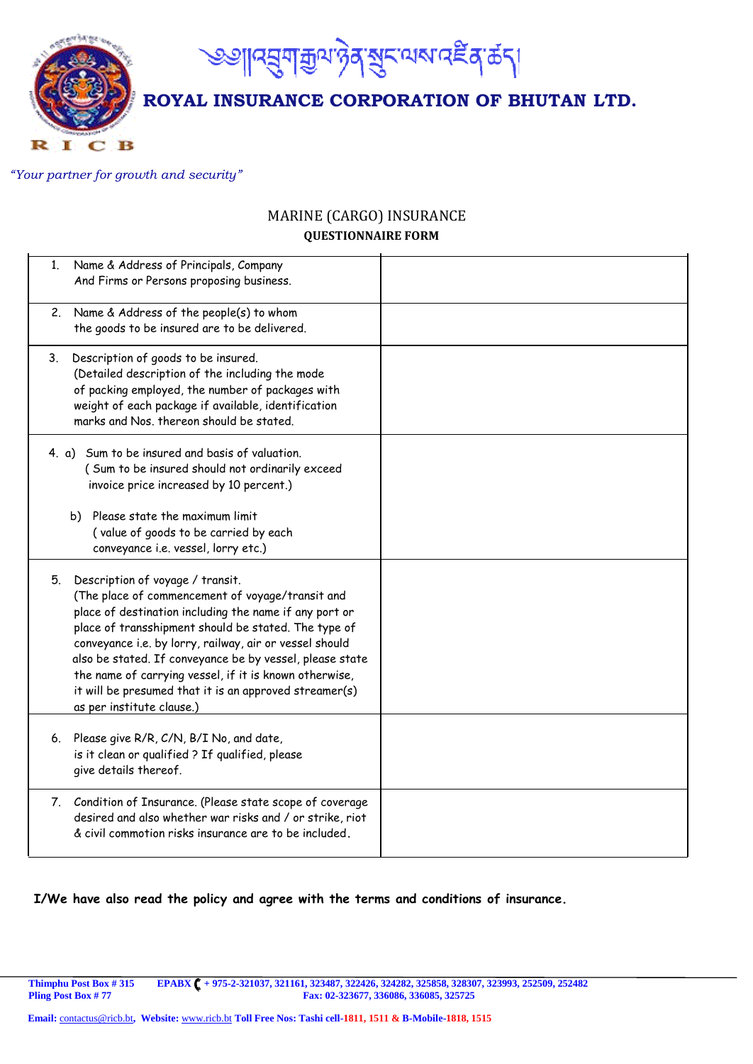# ༄༅།།འབྲུག་རྒྱལ་ཉེན་སྲུང་ལས་འཛིན་ཚད།

# ROYAL INSURANCE CORPORATION OF BHUTAN LTD.

R I C B

*"Your partner for growth and security"*

## MARINE (CARGO) INSURANCE

### QUESTIONNAIRE FORM

| | |
|---|---|
| 1. Name & Address of Principals, Company And Firms or Persons proposing business. | |
| 2. Name & Address of the people(s) to whom the goods to be insured are to be delivered. | |
| 3. Description of goods to be insured. (Detailed description of the including the mode of packing employed, the number of packages with weight of each package if available, identification marks and Nos. thereon should be stated. | |
| 4. a) Sum to be insured and basis of valuation. ( Sum to be insured should not ordinarily exceed invoice price increased by 10 percent.)<br><br>b) Please state the maximum limit ( value of goods to be carried by each conveyance i.e. vessel, lorry etc.) | |
| 5. Description of voyage / transit. (The place of commencement of voyage/transit and place of destination including the name if any port or place of transshipment should be stated. The type of conveyance i.e. by lorry, railway, air or vessel should also be stated. If conveyance be by vessel, please state the name of carrying vessel, if it is known otherwise, it will be presumed that it is an approved streamer(s) as per institute clause.) | |
| 6. Please give R/R, C/N, B/I No, and date, is it clean or qualified ? If qualified, please give details thereof. | |
| 7. Condition of Insurance. (Please state scope of coverage desired and also whether war risks and / or strike, riot & civil commotion risks insurance are to be included. | |

**I/We have also read the policy and agree with the terms and conditions of insurance.**

**Thimphu Post Box # 315** **EPABX + 975-2-321037, 321161, 323487, 322426, 324282, 325858, 328307, 323993, 252509, 252482**
**Pling Post Box # 77** **Fax: 02-323677, 336086, 336085, 325725**

**Email:** contactus@ricb.bt, **Website:** www.ricb.bt **Toll Free Nos: Tashi cell-1811, 1511 & B-Mobile-1818, 1515**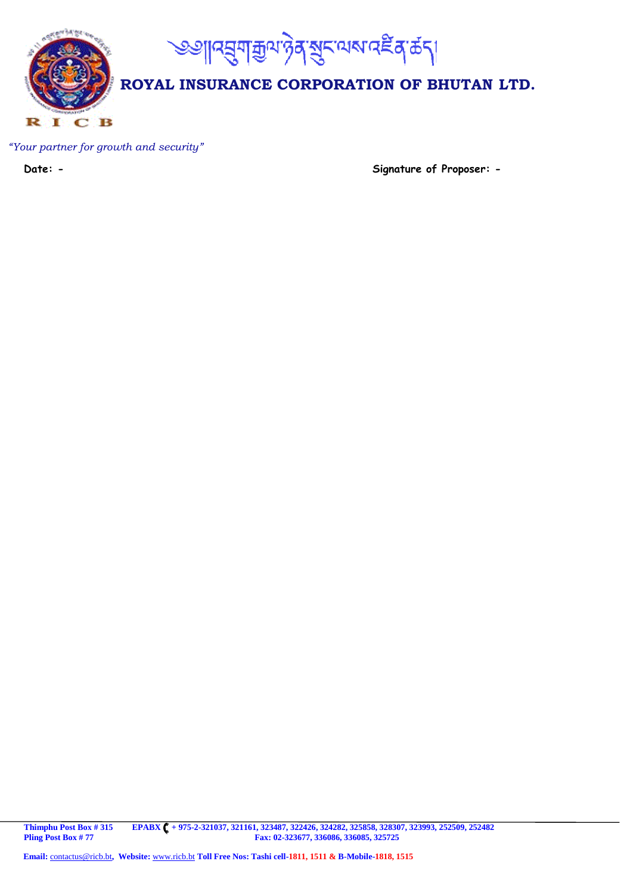ༀ།།འབྲུག་རྒྱལ་ཉེན་སྲུང་ལས་འཛིན་ཚད།

## ROYAL INSURANCE CORPORATION OF BHUTAN LTD.

R I C B

*"Your partner for growth and security"*

**Date: -** **Signature of Proposer: -**

**Thimphu Post Box # 315** **EPABX + 975-2-321037, 321161, 323487, 322426, 324282, 325858, 328307, 323993, 252509, 252482**
**Pling Post Box # 77** **Fax: 02-323677, 336086, 336085, 325725**

**Email:** contactus@ricb.bt, **Website:** www.ricb.bt **Toll Free Nos: Tashi cell-1811, 1511 & B-Mobile-1818, 1515**